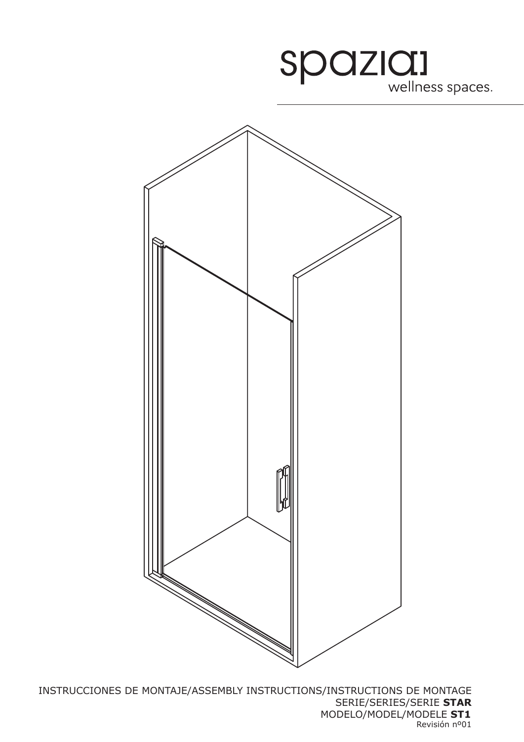spazia
wellness spaces.

INSTRUCCIONES DE MONTAJE/ASSEMBLY INSTRUCTIONS/INSTRUCTIONS DE MONTAGE

SERIE/SERIES/SERIE **STAR**

MODELO/MODEL/MODELE **ST1**

Revisión nº01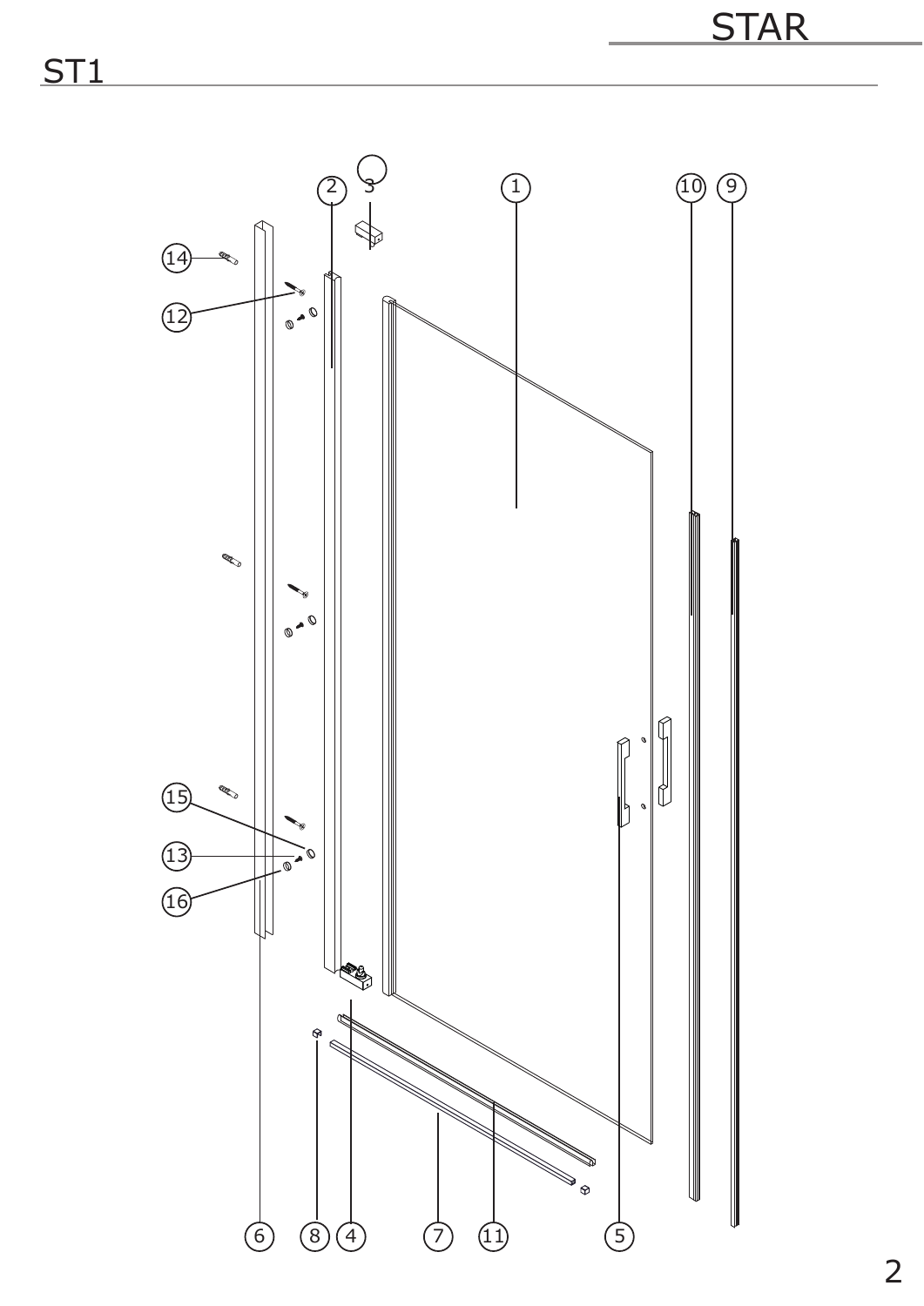# ST1

1 2 3 4 5 6 7 8 9 10 11 12 13 14 15 16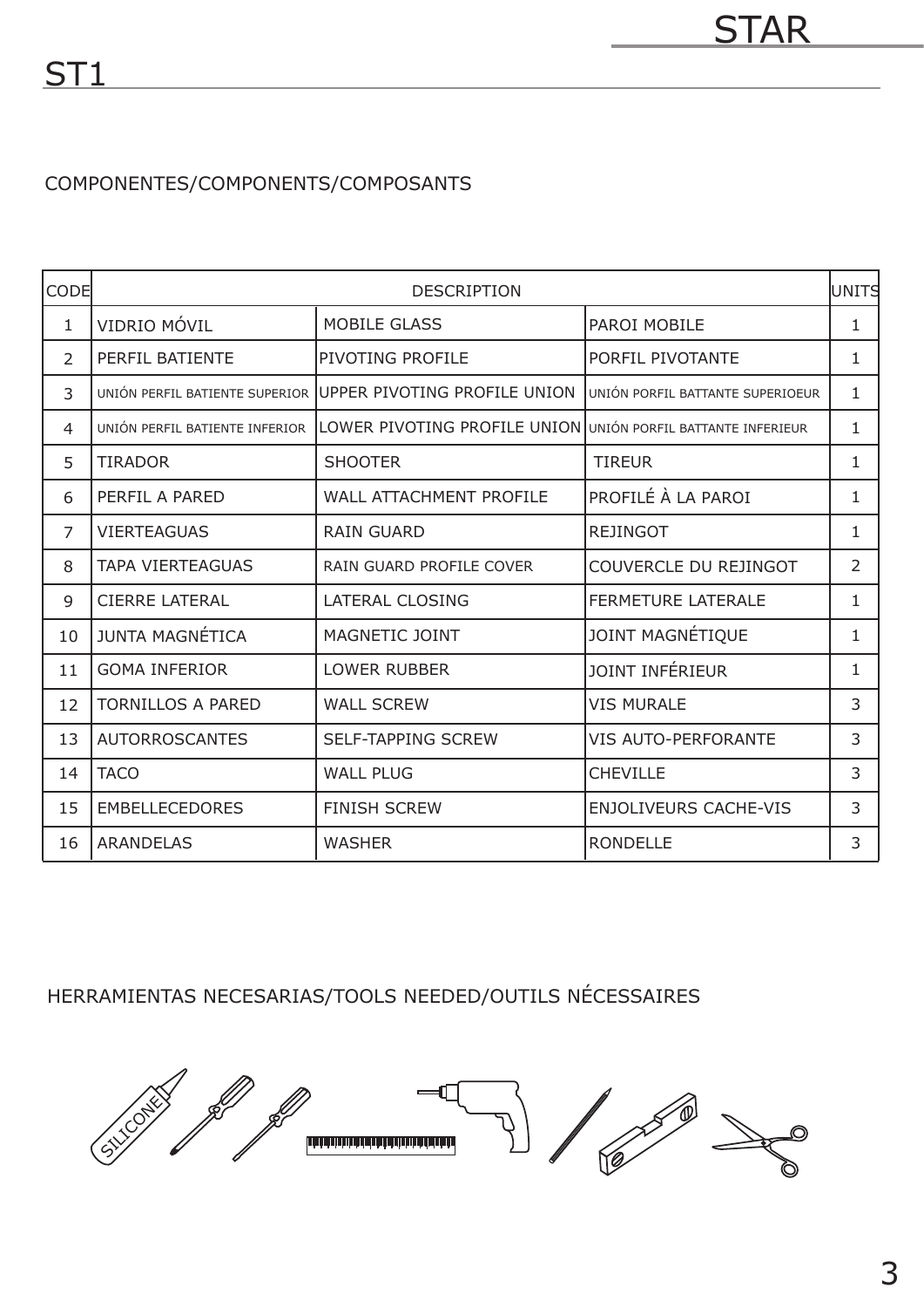# STAR

## ST1

COMPONENTES/COMPONENTS/COMPOSANTS

| CODE | DESCRIPTION | | | UNITS |
|---|---|---|---|---|
| 1 | VIDRIO MÓVIL | MOBILE GLASS | PAROI MOBILE | 1 |
| 2 | PERFIL BATIENTE | PIVOTING PROFILE | PORFIL PIVOTANTE | 1 |
| 3 | UNIÓN PERFIL BATIENTE SUPERIOR | UPPER PIVOTING PROFILE UNION | UNIÓN PORFIL BATTANTE SUPERIOEUR | 1 |
| 4 | UNIÓN PERFIL BATIENTE INFERIOR | LOWER PIVOTING PROFILE UNION | UNIÓN PORFIL BATTANTE INFERIEUR | 1 |
| 5 | TIRADOR | SHOOTER | TIREUR | 1 |
| 6 | PERFIL A PARED | WALL ATTACHMENT PROFILE | PROFILÉ À LA PAROI | 1 |
| 7 | VIERTEAGUAS | RAIN GUARD | REJINGOT | 1 |
| 8 | TAPA VIERTEAGUAS | RAIN GUARD PROFILE COVER | COUVERCLE DU REJINGOT | 2 |
| 9 | CIERRE LATERAL | LATERAL CLOSING | FERMETURE LATERALE | 1 |
| 10 | JUNTA MAGNÉTICA | MAGNETIC JOINT | JOINT MAGNÉTIQUE | 1 |
| 11 | GOMA INFERIOR | LOWER RUBBER | JOINT INFÉRIEUR | 1 |
| 12 | TORNILLOS A PARED | WALL SCREW | VIS MURALE | 3 |
| 13 | AUTORROSCANTES | SELF-TAPPING SCREW | VIS AUTO-PERFORANTE | 3 |
| 14 | TACO | WALL PLUG | CHEVILLE | 3 |
| 15 | EMBELLECEDORES | FINISH SCREW | ENJOLIVEURS CACHE-VIS | 3 |
| 16 | ARANDELAS | WASHER | RONDELLE | 3 |

HERRAMIENTAS NECESARIAS/TOOLS NEEDED/OUTILS NÉCESSAIRES

SILICONE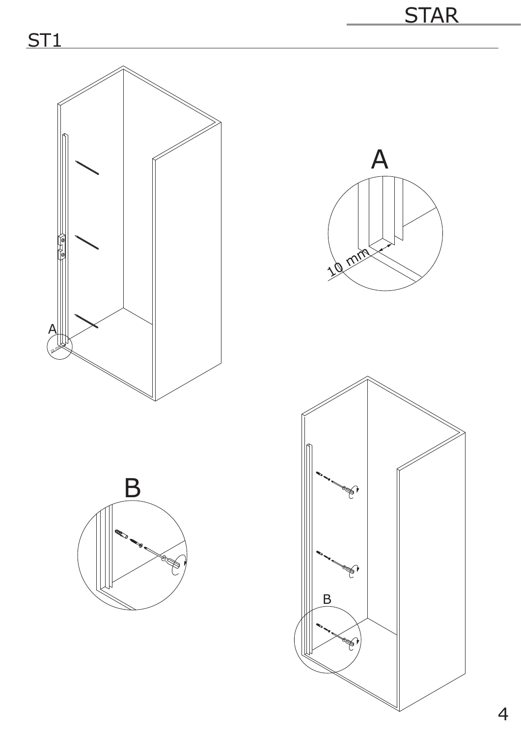ST1

A

10 mm

B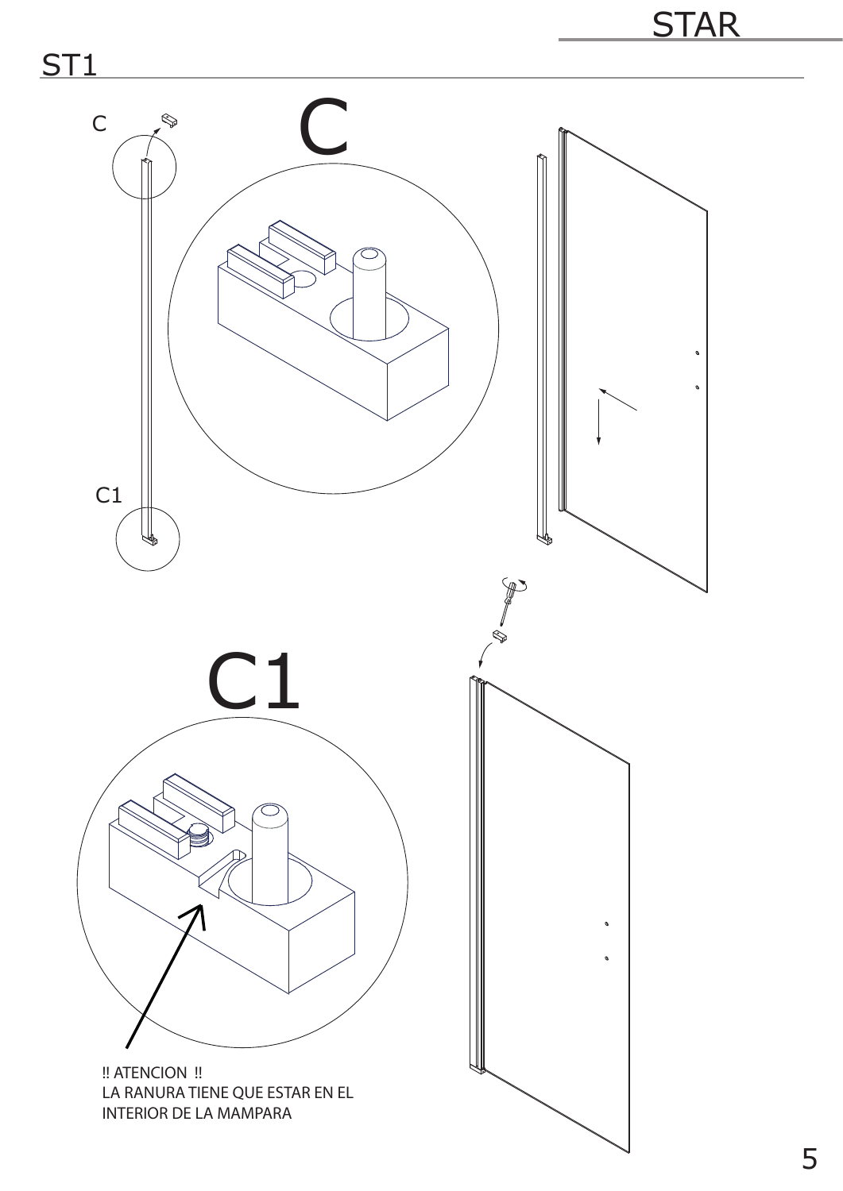## ST1

C

C1

C

C1

!! ATENCION !!
LA RANURA TIENE QUE ESTAR EN EL INTERIOR DE LA MAMPARA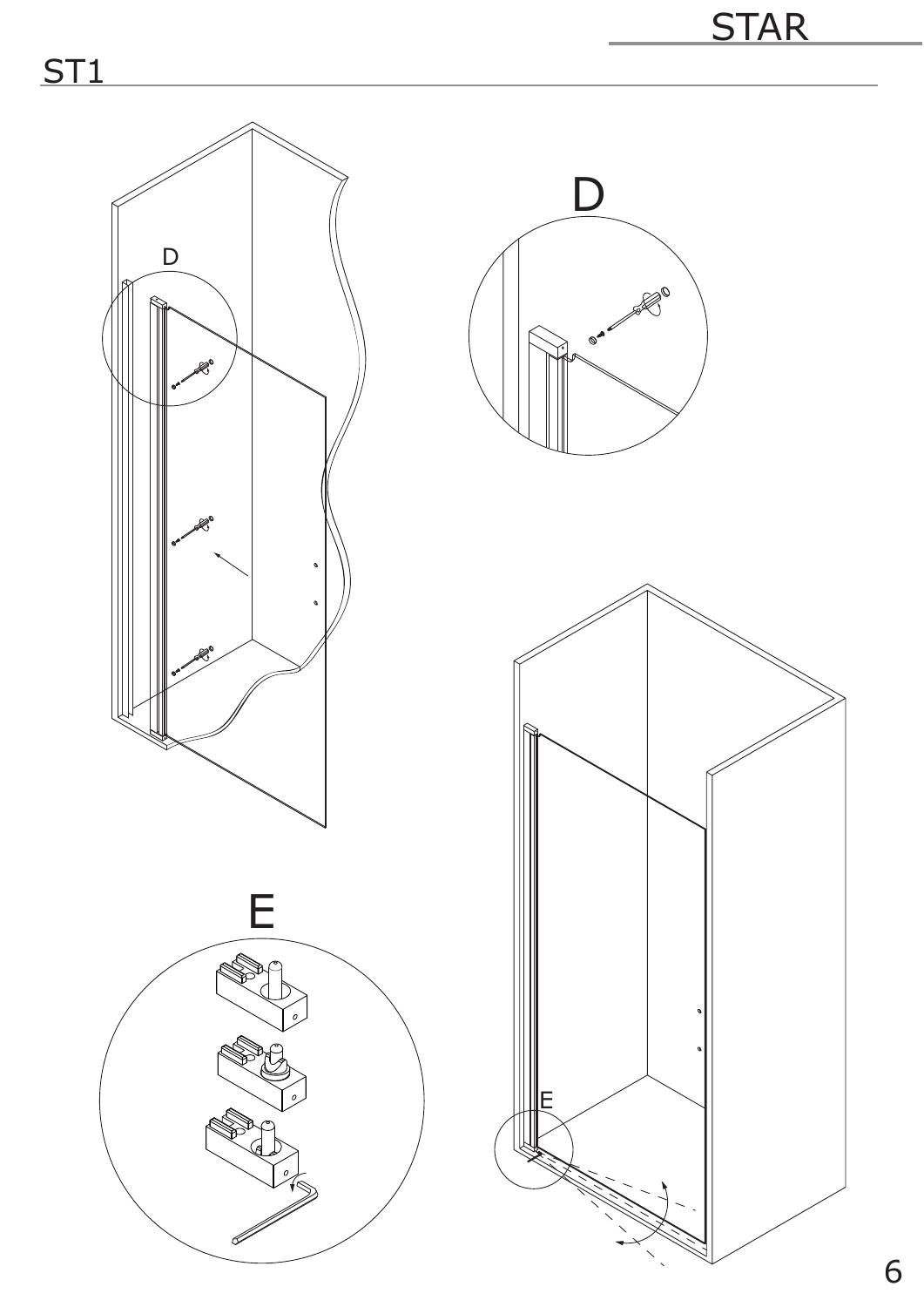# ST1

D

D

E

E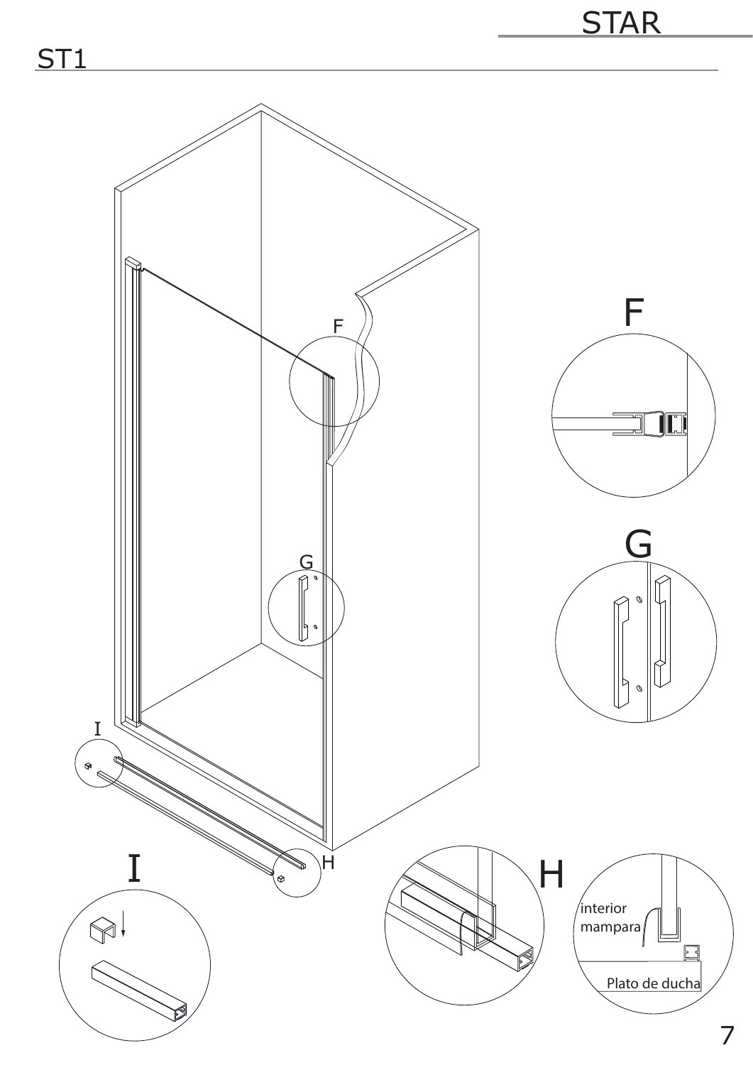## ST1

F

G

I

H

F

G

I

H

interior mampara

Plato de ducha